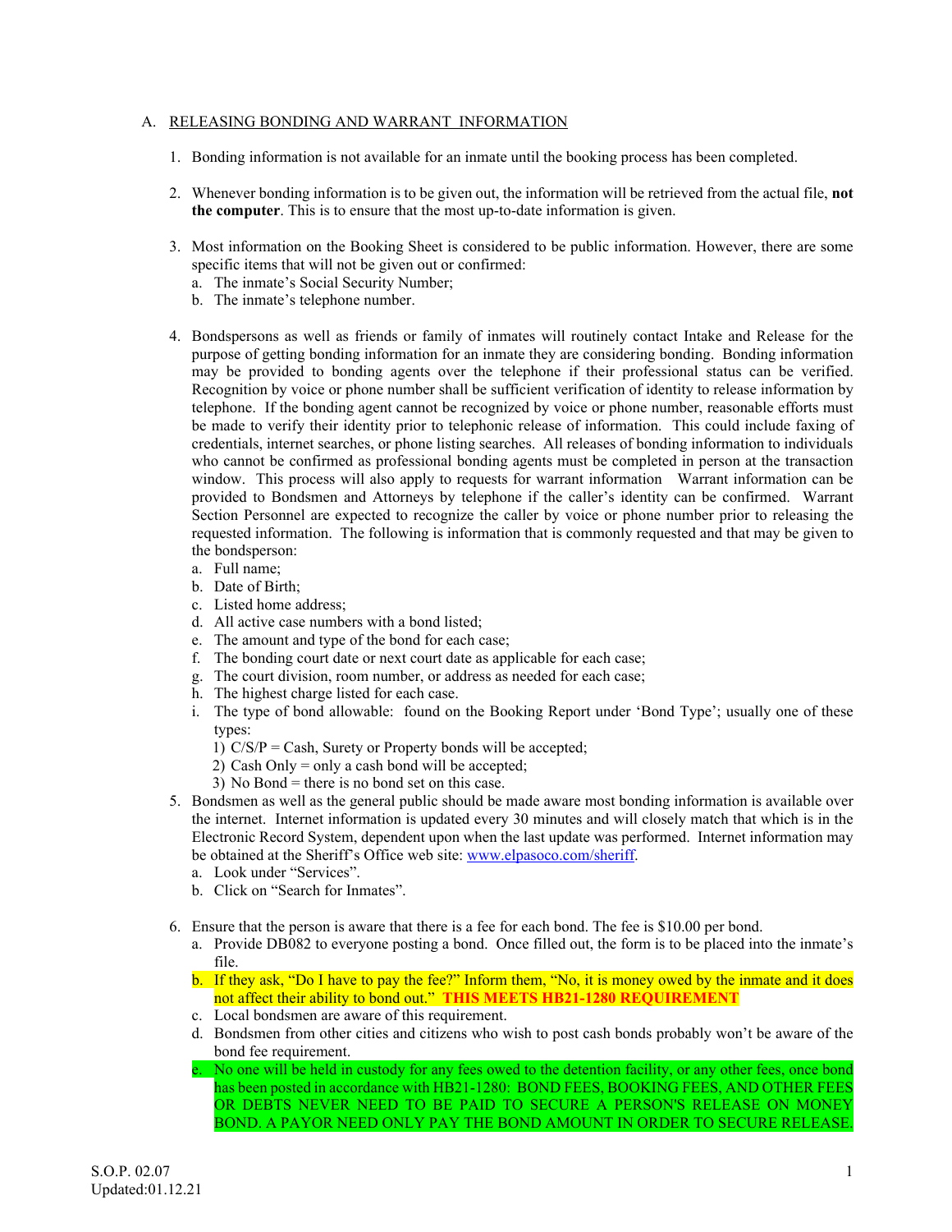## A. RELEASING BONDING AND WARRANT INFORMATION

1. Bonding information is not available for an inmate until the booking process has been completed.

2. Whenever bonding information is to be given out, the information will be retrieved from the actual file, **not the computer**. This is to ensure that the most up-to-date information is given.

3. Most information on the Booking Sheet is considered to be public information. However, there are some specific items that will not be given out or confirmed:
   a. The inmate's Social Security Number;
   b. The inmate's telephone number.

4. Bondspersons as well as friends or family of inmates will routinely contact Intake and Release for the purpose of getting bonding information for an inmate they are considering bonding. Bonding information may be provided to bonding agents over the telephone if their professional status can be verified. Recognition by voice or phone number shall be sufficient verification of identity to release information by telephone. If the bonding agent cannot be recognized by voice or phone number, reasonable efforts must be made to verify their identity prior to telephonic release of information. This could include faxing of credentials, internet searches, or phone listing searches. All releases of bonding information to individuals who cannot be confirmed as professional bonding agents must be completed in person at the transaction window. This process will also apply to requests for warrant information Warrant information can be provided to Bondsmen and Attorneys by telephone if the caller's identity can be confirmed. Warrant Section Personnel are expected to recognize the caller by voice or phone number prior to releasing the requested information. The following is information that is commonly requested and that may be given to the bondsperson:
   a. Full name;
   b. Date of Birth;
   c. Listed home address;
   d. All active case numbers with a bond listed;
   e. The amount and type of the bond for each case;
   f. The bonding court date or next court date as applicable for each case;
   g. The court division, room number, or address as needed for each case;
   h. The highest charge listed for each case.
   i. The type of bond allowable: found on the Booking Report under 'Bond Type'; usually one of these types:
      1) C/S/P = Cash, Surety or Property bonds will be accepted;
      2) Cash Only = only a cash bond will be accepted;
      3) No Bond = there is no bond set on this case.

5. Bondsmen as well as the general public should be made aware most bonding information is available over the internet. Internet information is updated every 30 minutes and will closely match that which is in the Electronic Record System, dependent upon when the last update was performed. Internet information may be obtained at the Sheriff's Office web site: www.elpasoco.com/sheriff.
   a. Look under "Services".
   b. Click on "Search for Inmates".

6. Ensure that the person is aware that there is a fee for each bond. The fee is $10.00 per bond.
   a. Provide DB082 to everyone posting a bond. Once filled out, the form is to be placed into the inmate's file.
   b. If they ask, "Do I have to pay the fee?" Inform them, "No, it is money owed by the inmate and it does not affect their ability to bond out." **THIS MEETS HB21-1280 REQUIREMENT**
   c. Local bondsmen are aware of this requirement.
   d. Bondsmen from other cities and citizens who wish to post cash bonds probably won't be aware of the bond fee requirement.
   e. No one will be held in custody for any fees owed to the detention facility, or any other fees, once bond has been posted in accordance with HB21-1280: BOND FEES, BOOKING FEES, AND OTHER FEES OR DEBTS NEVER NEED TO BE PAID TO SECURE A PERSON'S RELEASE ON MONEY BOND. A PAYOR NEED ONLY PAY THE BOND AMOUNT IN ORDER TO SECURE RELEASE.

S.O.P. 02.07
Updated:01.12.21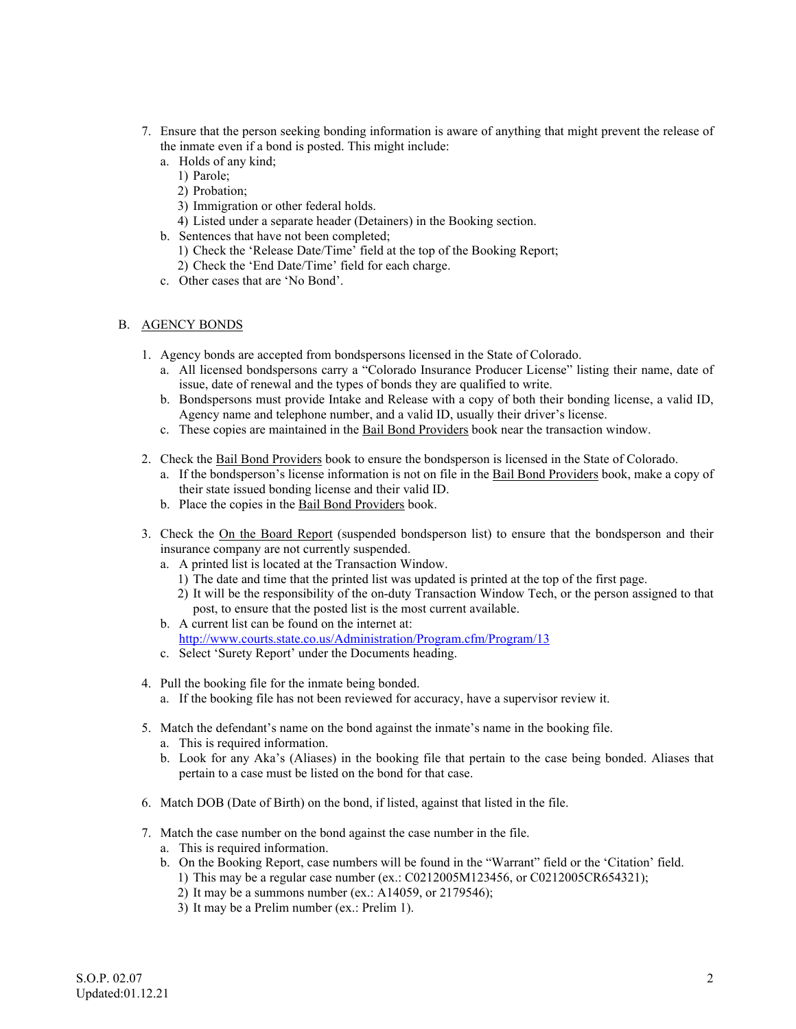7. Ensure that the person seeking bonding information is aware of anything that might prevent the release of the inmate even if a bond is posted. This might include:
   a. Holds of any kind;
      1) Parole;
      2) Probation;
      3) Immigration or other federal holds.
      4) Listed under a separate header (Detainers) in the Booking section.
   b. Sentences that have not been completed;
      1) Check the 'Release Date/Time' field at the top of the Booking Report;
      2) Check the 'End Date/Time' field for each charge.
   c. Other cases that are 'No Bond'.

B. <u>AGENCY BONDS</u>

1. Agency bonds are accepted from bondspersons licensed in the State of Colorado.
   a. All licensed bondspersons carry a "Colorado Insurance Producer License" listing their name, date of issue, date of renewal and the types of bonds they are qualified to write.
   b. Bondspersons must provide Intake and Release with a copy of both their bonding license, a valid ID, Agency name and telephone number, and a valid ID, usually their driver's license.
   c. These copies are maintained in the <u>Bail Bond Providers</u> book near the transaction window.

2. Check the <u>Bail Bond Providers</u> book to ensure the bondsperson is licensed in the State of Colorado.
   a. If the bondsperson's license information is not on file in the <u>Bail Bond Providers</u> book, make a copy of their state issued bonding license and their valid ID.
   b. Place the copies in the <u>Bail Bond Providers</u> book.

3. Check the <u>On the Board Report</u> (suspended bondsperson list) to ensure that the bondsperson and their insurance company are not currently suspended.
   a. A printed list is located at the Transaction Window.
      1) The date and time that the printed list was updated is printed at the top of the first page.
      2) It will be the responsibility of the on-duty Transaction Window Tech, or the person assigned to that post, to ensure that the posted list is the most current available.
   b. A current list can be found on the internet at: http://www.courts.state.co.us/Administration/Program.cfm/Program/13
   c. Select 'Surety Report' under the Documents heading.

4. Pull the booking file for the inmate being bonded.
   a. If the booking file has not been reviewed for accuracy, have a supervisor review it.

5. Match the defendant's name on the bond against the inmate's name in the booking file.
   a. This is required information.
   b. Look for any Aka's (Aliases) in the booking file that pertain to the case being bonded. Aliases that pertain to a case must be listed on the bond for that case.

6. Match DOB (Date of Birth) on the bond, if listed, against that listed in the file.

7. Match the case number on the bond against the case number in the file.
   a. This is required information.
   b. On the Booking Report, case numbers will be found in the "Warrant" field or the 'Citation' field.
      1) This may be a regular case number (ex.: C0212005M123456, or C0212005CR654321);
      2) It may be a summons number (ex.: A14059, or 2179546);
      3) It may be a Prelim number (ex.: Prelim 1).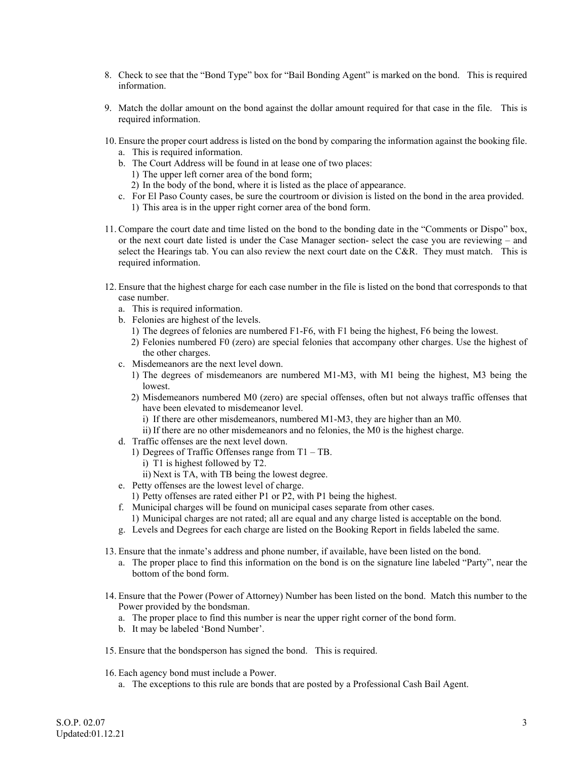8. Check to see that the "Bond Type" box for "Bail Bonding Agent" is marked on the bond. This is required information.

9. Match the dollar amount on the bond against the dollar amount required for that case in the file. This is required information.

10. Ensure the proper court address is listed on the bond by comparing the information against the booking file.
    a. This is required information.
    b. The Court Address will be found in at lease one of two places:
        1) The upper left corner area of the bond form;
        2) In the body of the bond, where it is listed as the place of appearance.
    c. For El Paso County cases, be sure the courtroom or division is listed on the bond in the area provided.
        1) This area is in the upper right corner area of the bond form.

11. Compare the court date and time listed on the bond to the bonding date in the "Comments or Dispo" box, or the next court date listed is under the Case Manager section- select the case you are reviewing – and select the Hearings tab. You can also review the next court date on the C&R. They must match. This is required information.

12. Ensure that the highest charge for each case number in the file is listed on the bond that corresponds to that case number.
    a. This is required information.
    b. Felonies are highest of the levels.
        1) The degrees of felonies are numbered F1-F6, with F1 being the highest, F6 being the lowest.
        2) Felonies numbered F0 (zero) are special felonies that accompany other charges. Use the highest of the other charges.
    c. Misdemeanors are the next level down.
        1) The degrees of misdemeanors are numbered M1-M3, with M1 being the highest, M3 being the lowest.
        2) Misdemeanors numbered M0 (zero) are special offenses, often but not always traffic offenses that have been elevated to misdemeanor level.
            i) If there are other misdemeanors, numbered M1-M3, they are higher than an M0.
            ii) If there are no other misdemeanors and no felonies, the M0 is the highest charge.
    d. Traffic offenses are the next level down.
        1) Degrees of Traffic Offenses range from T1 – TB.
            i) T1 is highest followed by T2.
            ii) Next is TA, with TB being the lowest degree.
    e. Petty offenses are the lowest level of charge.
        1) Petty offenses are rated either P1 or P2, with P1 being the highest.
    f. Municipal charges will be found on municipal cases separate from other cases.
        1) Municipal charges are not rated; all are equal and any charge listed is acceptable on the bond.
    g. Levels and Degrees for each charge are listed on the Booking Report in fields labeled the same.

13. Ensure that the inmate's address and phone number, if available, have been listed on the bond.
    a. The proper place to find this information on the bond is on the signature line labeled "Party", near the bottom of the bond form.

14. Ensure that the Power (Power of Attorney) Number has been listed on the bond. Match this number to the Power provided by the bondsman.
    a. The proper place to find this number is near the upper right corner of the bond form.
    b. It may be labeled 'Bond Number'.

15. Ensure that the bondsperson has signed the bond. This is required.

16. Each agency bond must include a Power.
    a. The exceptions to this rule are bonds that are posted by a Professional Cash Bail Agent.

S.O.P. 02.07
Updated:01.12.21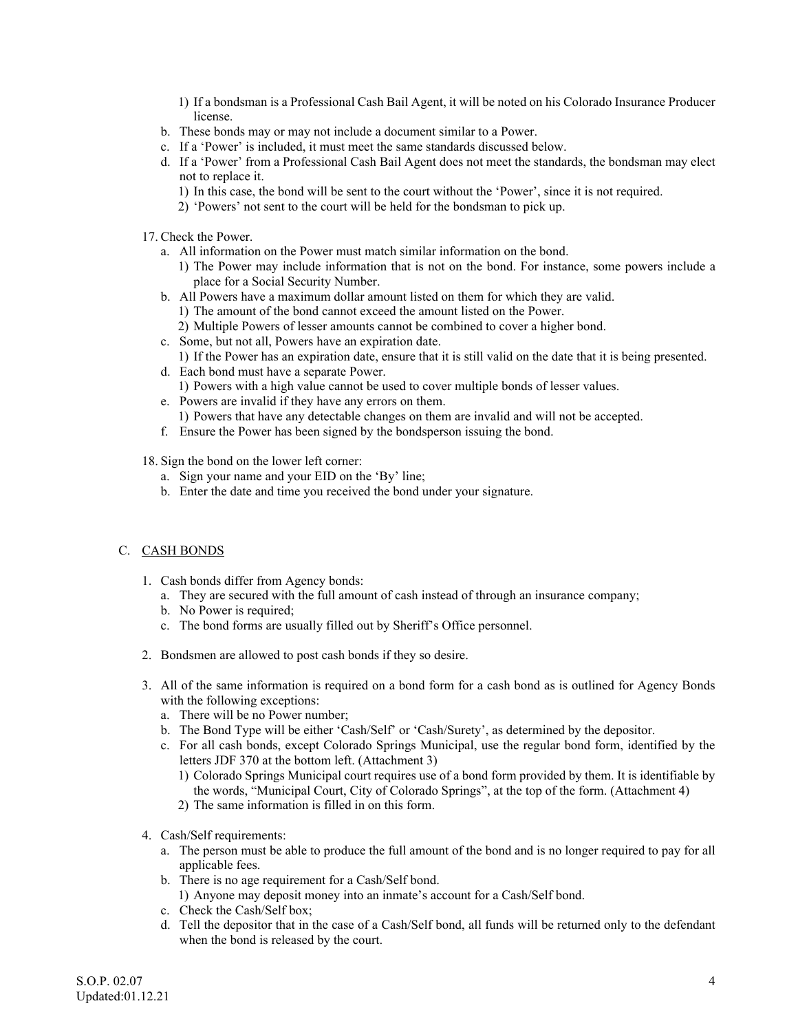1) If a bondsman is a Professional Cash Bail Agent, it will be noted on his Colorado Insurance Producer license.

b. These bonds may or may not include a document similar to a Power.
c. If a 'Power' is included, it must meet the same standards discussed below.
d. If a 'Power' from a Professional Cash Bail Agent does not meet the standards, the bondsman may elect not to replace it.
   1) In this case, the bond will be sent to the court without the 'Power', since it is not required.
   2) 'Powers' not sent to the court will be held for the bondsman to pick up.

17. Check the Power.
    a. All information on the Power must match similar information on the bond.
       1) The Power may include information that is not on the bond. For instance, some powers include a place for a Social Security Number.
    b. All Powers have a maximum dollar amount listed on them for which they are valid.
       1) The amount of the bond cannot exceed the amount listed on the Power.
       2) Multiple Powers of lesser amounts cannot be combined to cover a higher bond.
    c. Some, but not all, Powers have an expiration date.
       1) If the Power has an expiration date, ensure that it is still valid on the date that it is being presented.
    d. Each bond must have a separate Power.
       1) Powers with a high value cannot be used to cover multiple bonds of lesser values.
    e. Powers are invalid if they have any errors on them.
       1) Powers that have any detectable changes on them are invalid and will not be accepted.
    f. Ensure the Power has been signed by the bondsperson issuing the bond.

18. Sign the bond on the lower left corner:
    a. Sign your name and your EID on the 'By' line;
    b. Enter the date and time you received the bond under your signature.

## C. CASH BONDS

1. Cash bonds differ from Agency bonds:
   a. They are secured with the full amount of cash instead of through an insurance company;
   b. No Power is required;
   c. The bond forms are usually filled out by Sheriff's Office personnel.

2. Bondsmen are allowed to post cash bonds if they so desire.

3. All of the same information is required on a bond form for a cash bond as is outlined for Agency Bonds with the following exceptions:
   a. There will be no Power number;
   b. The Bond Type will be either 'Cash/Self' or 'Cash/Surety', as determined by the depositor.
   c. For all cash bonds, except Colorado Springs Municipal, use the regular bond form, identified by the letters JDF 370 at the bottom left. (Attachment 3)
      1) Colorado Springs Municipal court requires use of a bond form provided by them. It is identifiable by the words, "Municipal Court, City of Colorado Springs", at the top of the form. (Attachment 4)
      2) The same information is filled in on this form.

4. Cash/Self requirements:
   a. The person must be able to produce the full amount of the bond and is no longer required to pay for all applicable fees.
   b. There is no age requirement for a Cash/Self bond.
      1) Anyone may deposit money into an inmate's account for a Cash/Self bond.
   c. Check the Cash/Self box;
   d. Tell the depositor that in the case of a Cash/Self bond, all funds will be returned only to the defendant when the bond is released by the court.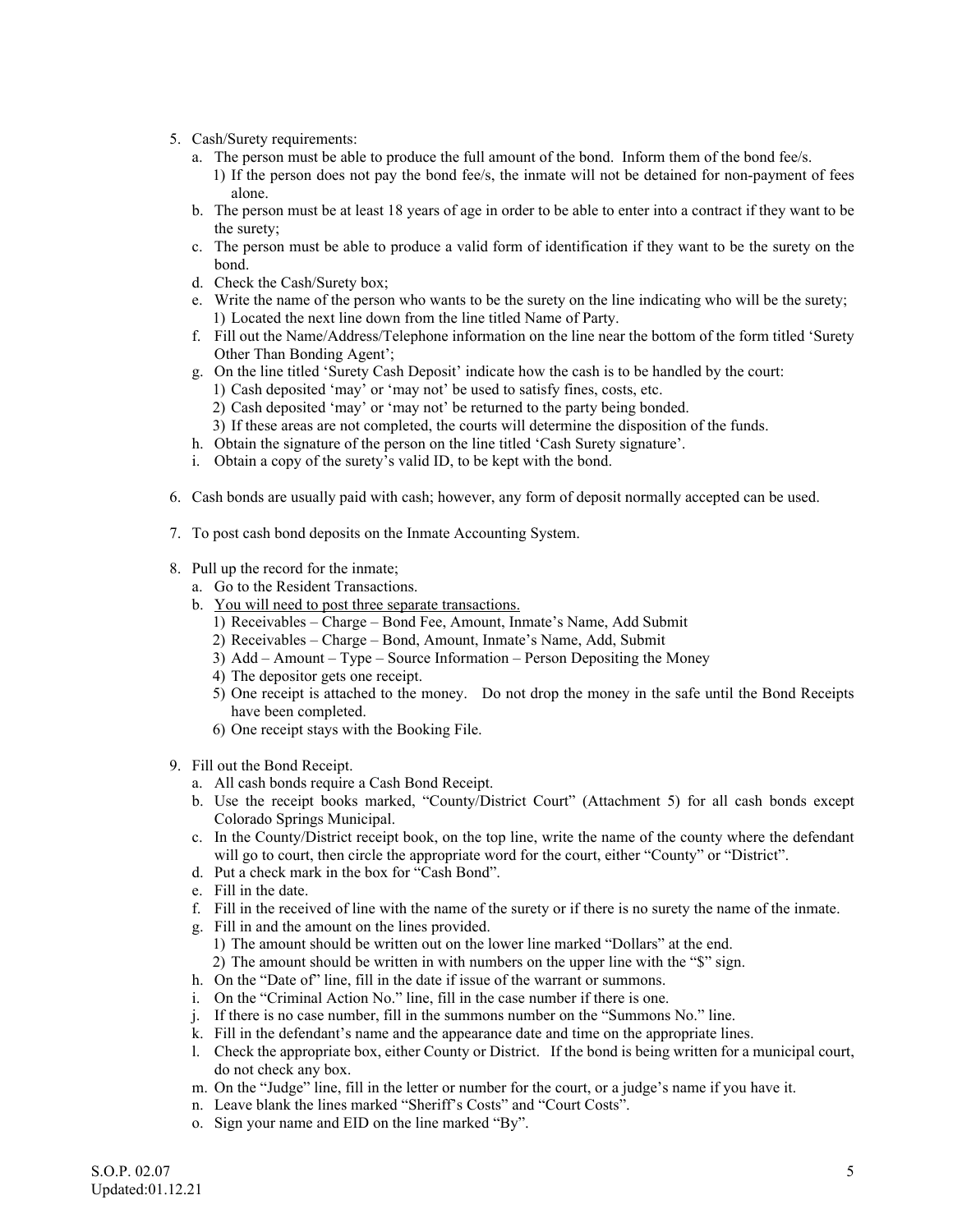5. Cash/Surety requirements:
   a. The person must be able to produce the full amount of the bond. Inform them of the bond fee/s.
      1) If the person does not pay the bond fee/s, the inmate will not be detained for non-payment of fees alone.
   b. The person must be at least 18 years of age in order to be able to enter into a contract if they want to be the surety;
   c. The person must be able to produce a valid form of identification if they want to be the surety on the bond.
   d. Check the Cash/Surety box;
   e. Write the name of the person who wants to be the surety on the line indicating who will be the surety;
      1) Located the next line down from the line titled Name of Party.
   f. Fill out the Name/Address/Telephone information on the line near the bottom of the form titled 'Surety Other Than Bonding Agent';
   g. On the line titled 'Surety Cash Deposit' indicate how the cash is to be handled by the court:
      1) Cash deposited 'may' or 'may not' be used to satisfy fines, costs, etc.
      2) Cash deposited 'may' or 'may not' be returned to the party being bonded.
      3) If these areas are not completed, the courts will determine the disposition of the funds.
   h. Obtain the signature of the person on the line titled 'Cash Surety signature'.
   i. Obtain a copy of the surety's valid ID, to be kept with the bond.

6. Cash bonds are usually paid with cash; however, any form of deposit normally accepted can be used.

7. To post cash bond deposits on the Inmate Accounting System.

8. Pull up the record for the inmate;
   a. Go to the Resident Transactions.
   b. <u>You will need to post three separate transactions.</u>
      1) Receivables – Charge – Bond Fee, Amount, Inmate's Name, Add Submit
      2) Receivables – Charge – Bond, Amount, Inmate's Name, Add, Submit
      3) Add – Amount – Type – Source Information – Person Depositing the Money
      4) The depositor gets one receipt.
      5) One receipt is attached to the money. Do not drop the money in the safe until the Bond Receipts have been completed.
      6) One receipt stays with the Booking File.

9. Fill out the Bond Receipt.
   a. All cash bonds require a Cash Bond Receipt.
   b. Use the receipt books marked, "County/District Court" (Attachment 5) for all cash bonds except Colorado Springs Municipal.
   c. In the County/District receipt book, on the top line, write the name of the county where the defendant will go to court, then circle the appropriate word for the court, either "County" or "District".
   d. Put a check mark in the box for "Cash Bond".
   e. Fill in the date.
   f. Fill in the received of line with the name of the surety or if there is no surety the name of the inmate.
   g. Fill in and the amount on the lines provided.
      1) The amount should be written out on the lower line marked "Dollars" at the end.
      2) The amount should be written in with numbers on the upper line with the "$" sign.
   h. On the "Date of" line, fill in the date if issue of the warrant or summons.
   i. On the "Criminal Action No." line, fill in the case number if there is one.
   j. If there is no case number, fill in the summons number on the "Summons No." line.
   k. Fill in the defendant's name and the appearance date and time on the appropriate lines.
   l. Check the appropriate box, either County or District. If the bond is being written for a municipal court, do not check any box.
   m. On the "Judge" line, fill in the letter or number for the court, or a judge's name if you have it.
   n. Leave blank the lines marked "Sheriff's Costs" and "Court Costs".
   o. Sign your name and EID on the line marked "By".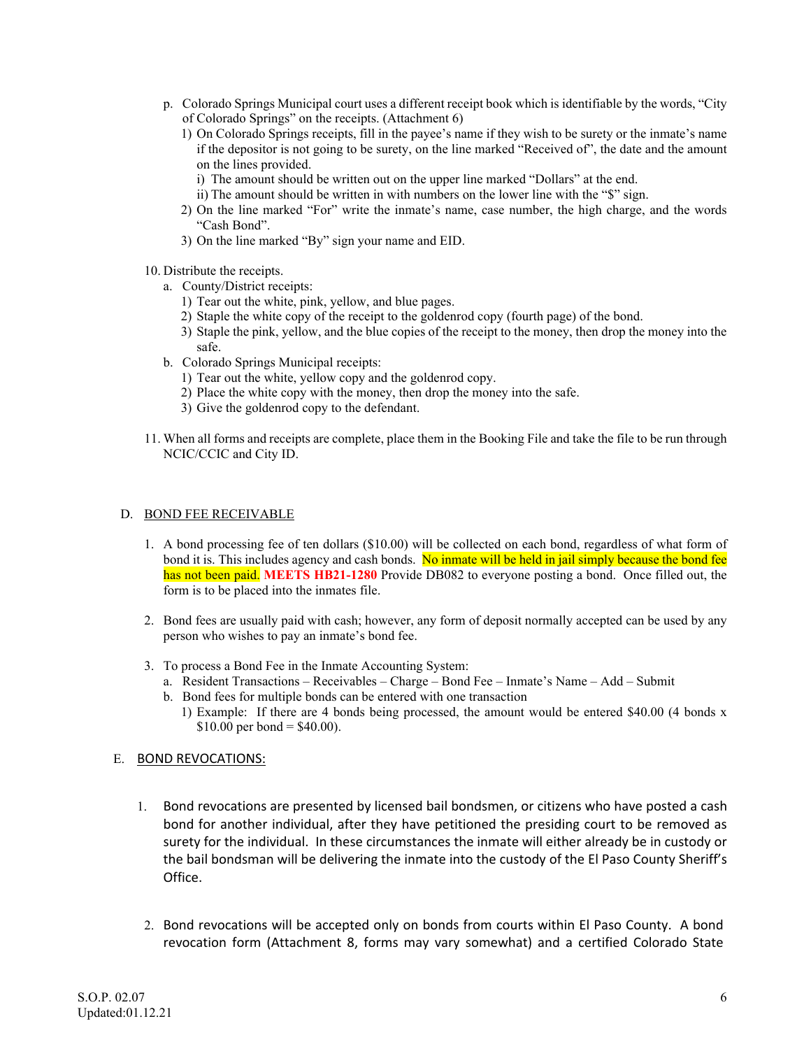p. Colorado Springs Municipal court uses a different receipt book which is identifiable by the words, "City of Colorado Springs" on the receipts. (Attachment 6)
   1) On Colorado Springs receipts, fill in the payee's name if they wish to be surety or the inmate's name if the depositor is not going to be surety, on the line marked "Received of", the date and the amount on the lines provided.
      i) The amount should be written out on the upper line marked "Dollars" at the end.
      ii) The amount should be written in with numbers on the lower line with the "$" sign.
   2) On the line marked "For" write the inmate's name, case number, the high charge, and the words "Cash Bond".
   3) On the line marked "By" sign your name and EID.

10. Distribute the receipts.
    a. County/District receipts:
       1) Tear out the white, pink, yellow, and blue pages.
       2) Staple the white copy of the receipt to the goldenrod copy (fourth page) of the bond.
       3) Staple the pink, yellow, and the blue copies of the receipt to the money, then drop the money into the safe.
    b. Colorado Springs Municipal receipts:
       1) Tear out the white, yellow copy and the goldenrod copy.
       2) Place the white copy with the money, then drop the money into the safe.
       3) Give the goldenrod copy to the defendant.

11. When all forms and receipts are complete, place them in the Booking File and take the file to be run through NCIC/CCIC and City ID.

## D. BOND FEE RECEIVABLE

1. A bond processing fee of ten dollars ($10.00) will be collected on each bond, regardless of what form of bond it is. This includes agency and cash bonds. No inmate will be held in jail simply because the bond fee has not been paid. **MEETS HB21-1280** Provide DB082 to everyone posting a bond. Once filled out, the form is to be placed into the inmates file.

2. Bond fees are usually paid with cash; however, any form of deposit normally accepted can be used by any person who wishes to pay an inmate's bond fee.

3. To process a Bond Fee in the Inmate Accounting System:
   a. Resident Transactions – Receivables – Charge – Bond Fee – Inmate's Name – Add – Submit
   b. Bond fees for multiple bonds can be entered with one transaction
      1) Example: If there are 4 bonds being processed, the amount would be entered $40.00 (4 bonds x $10.00 per bond = $40.00).

## E. BOND REVOCATIONS:

1. Bond revocations are presented by licensed bail bondsmen, or citizens who have posted a cash bond for another individual, after they have petitioned the presiding court to be removed as surety for the individual. In these circumstances the inmate will either already be in custody or the bail bondsman will be delivering the inmate into the custody of the El Paso County Sheriff's Office.

2. Bond revocations will be accepted only on bonds from courts within El Paso County. A bond revocation form (Attachment 8, forms may vary somewhat) and a certified Colorado State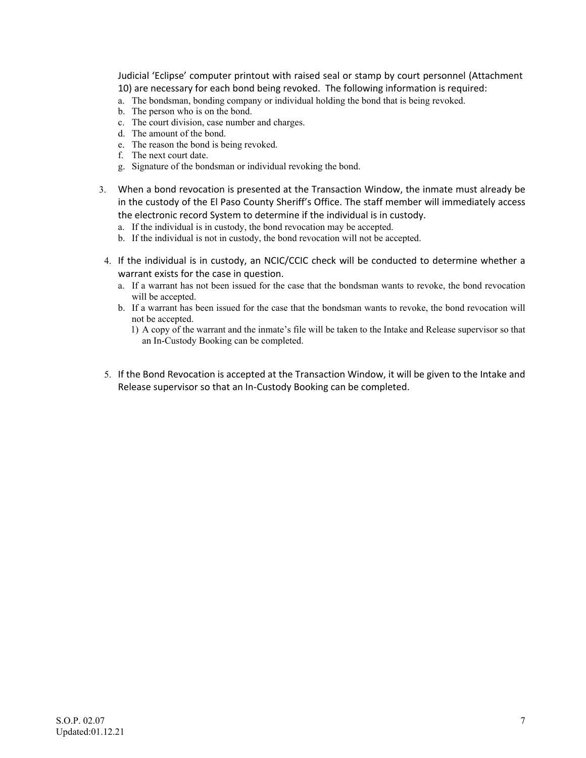Judicial 'Eclipse' computer printout with raised seal or stamp by court personnel (Attachment 10) are necessary for each bond being revoked. The following information is required:

a. The bondsman, bonding company or individual holding the bond that is being revoked.
b. The person who is on the bond.
c. The court division, case number and charges.
d. The amount of the bond.
e. The reason the bond is being revoked.
f. The next court date.
g. Signature of the bondsman or individual revoking the bond.

3. When a bond revocation is presented at the Transaction Window, the inmate must already be in the custody of the El Paso County Sheriff's Office. The staff member will immediately access the electronic record System to determine if the individual is in custody.
   a. If the individual is in custody, the bond revocation may be accepted.
   b. If the individual is not in custody, the bond revocation will not be accepted.

4. If the individual is in custody, an NCIC/CCIC check will be conducted to determine whether a warrant exists for the case in question.
   a. If a warrant has not been issued for the case that the bondsman wants to revoke, the bond revocation will be accepted.
   b. If a warrant has been issued for the case that the bondsman wants to revoke, the bond revocation will not be accepted.
      1) A copy of the warrant and the inmate's file will be taken to the Intake and Release supervisor so that an In-Custody Booking can be completed.

5. If the Bond Revocation is accepted at the Transaction Window, it will be given to the Intake and Release supervisor so that an In-Custody Booking can be completed.

S.O.P. 02.07
Updated:01.12.21